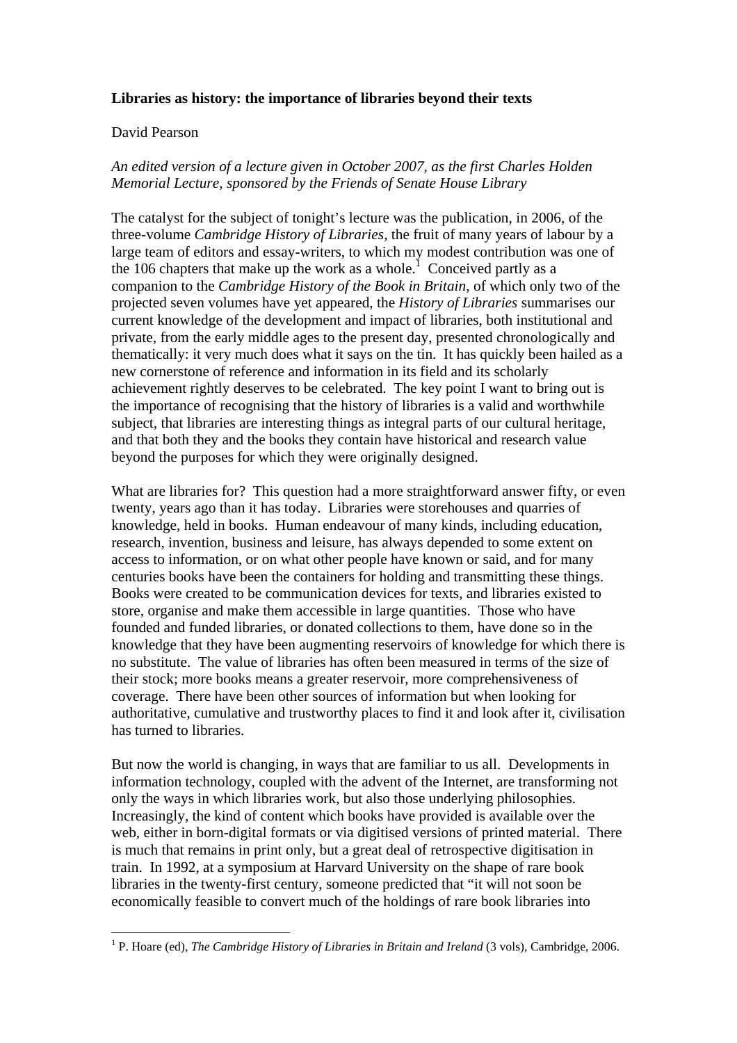**Libraries as history: the importance of libraries beyond their texts**

David Pearson

*An edited version of a lecture given in October 2007, as the first Charles Holden Memorial Lecture, sponsored by the Friends of Senate House Library*

The catalyst for the subject of tonight's lecture was the publication, in 2006, of the three-volume *Cambridge History of Libraries*, the fruit of many years of labour by a large team of editors and essay-writers, to which my modest contribution was one of the 106 chapters that make up the work as a whole.[1] Conceived partly as a companion to the *Cambridge History of the Book in Britain*, of which only two of the projected seven volumes have yet appeared, the *History of Libraries* summarises our current knowledge of the development and impact of libraries, both institutional and private, from the early middle ages to the present day, presented chronologically and thematically: it very much does what it says on the tin. It has quickly been hailed as a new cornerstone of reference and information in its field and its scholarly achievement rightly deserves to be celebrated. The key point I want to bring out is the importance of recognising that the history of libraries is a valid and worthwhile subject, that libraries are interesting things as integral parts of our cultural heritage, and that both they and the books they contain have historical and research value beyond the purposes for which they were originally designed.

What are libraries for? This question had a more straightforward answer fifty, or even twenty, years ago than it has today. Libraries were storehouses and quarries of knowledge, held in books. Human endeavour of many kinds, including education, research, invention, business and leisure, has always depended to some extent on access to information, or on what other people have known or said, and for many centuries books have been the containers for holding and transmitting these things. Books were created to be communication devices for texts, and libraries existed to store, organise and make them accessible in large quantities. Those who have founded and funded libraries, or donated collections to them, have done so in the knowledge that they have been augmenting reservoirs of knowledge for which there is no substitute. The value of libraries has often been measured in terms of the size of their stock; more books means a greater reservoir, more comprehensiveness of coverage. There have been other sources of information but when looking for authoritative, cumulative and trustworthy places to find it and look after it, civilisation has turned to libraries.

But now the world is changing, in ways that are familiar to us all. Developments in information technology, coupled with the advent of the Internet, are transforming not only the ways in which libraries work, but also those underlying philosophies. Increasingly, the kind of content which books have provided is available over the web, either in born-digital formats or via digitised versions of printed material. There is much that remains in print only, but a great deal of retrospective digitisation in train. In 1992, at a symposium at Harvard University on the shape of rare book libraries in the twenty-first century, someone predicted that "it will not soon be economically feasible to convert much of the holdings of rare book libraries into

[1] P. Hoare (ed), *The Cambridge History of Libraries in Britain and Ireland* (3 vols), Cambridge, 2006.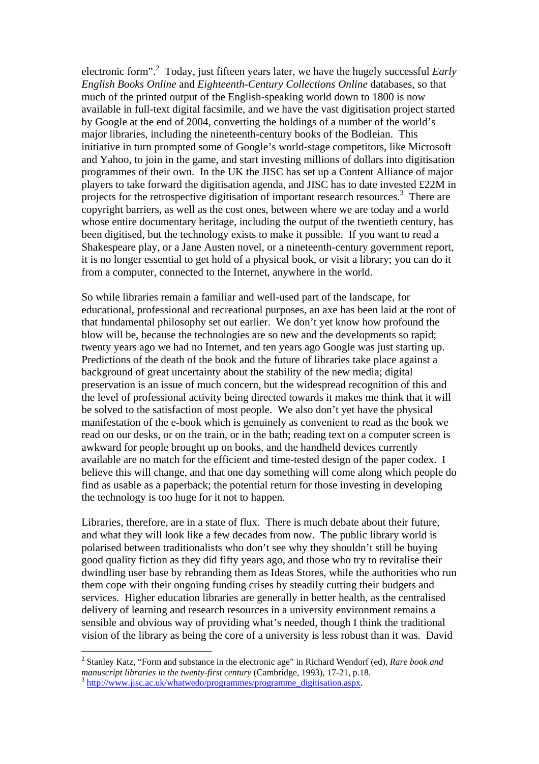electronic form".[2] Today, just fifteen years later, we have the hugely successful *Early English Books Online* and *Eighteenth-Century Collections Online* databases, so that much of the printed output of the English-speaking world down to 1800 is now available in full-text digital facsimile, and we have the vast digitisation project started by Google at the end of 2004, converting the holdings of a number of the world's major libraries, including the nineteenth-century books of the Bodleian. This initiative in turn prompted some of Google's world-stage competitors, like Microsoft and Yahoo, to join in the game, and start investing millions of dollars into digitisation programmes of their own. In the UK the JISC has set up a Content Alliance of major players to take forward the digitisation agenda, and JISC has to date invested £22M in projects for the retrospective digitisation of important research resources.[3] There are copyright barriers, as well as the cost ones, between where we are today and a world whose entire documentary heritage, including the output of the twentieth century, has been digitised, but the technology exists to make it possible. If you want to read a Shakespeare play, or a Jane Austen novel, or a nineteenth-century government report, it is no longer essential to get hold of a physical book, or visit a library; you can do it from a computer, connected to the Internet, anywhere in the world.

So while libraries remain a familiar and well-used part of the landscape, for educational, professional and recreational purposes, an axe has been laid at the root of that fundamental philosophy set out earlier. We don't yet know how profound the blow will be, because the technologies are so new and the developments so rapid; twenty years ago we had no Internet, and ten years ago Google was just starting up. Predictions of the death of the book and the future of libraries take place against a background of great uncertainty about the stability of the new media; digital preservation is an issue of much concern, but the widespread recognition of this and the level of professional activity being directed towards it makes me think that it will be solved to the satisfaction of most people. We also don't yet have the physical manifestation of the e-book which is genuinely as convenient to read as the book we read on our desks, or on the train, or in the bath; reading text on a computer screen is awkward for people brought up on books, and the handheld devices currently available are no match for the efficient and time-tested design of the paper codex. I believe this will change, and that one day something will come along which people do find as usable as a paperback; the potential return for those investing in developing the technology is too huge for it not to happen.

Libraries, therefore, are in a state of flux. There is much debate about their future, and what they will look like a few decades from now. The public library world is polarised between traditionalists who don't see why they shouldn't still be buying good quality fiction as they did fifty years ago, and those who try to revitalise their dwindling user base by rebranding them as Ideas Stores, while the authorities who run them cope with their ongoing funding crises by steadily cutting their budgets and services. Higher education libraries are generally in better health, as the centralised delivery of learning and research resources in a university environment remains a sensible and obvious way of providing what's needed, though I think the traditional vision of the library as being the core of a university is less robust than it was. David

---

[2] Stanley Katz, "Form and substance in the electronic age" in Richard Wendorf (ed), *Rare book and manuscript libraries in the twenty-first century* (Cambridge, 1993), 17-21, p.18.

[3] http://www.jisc.ac.uk/whatwedo/programmes/programme_digitisation.aspx.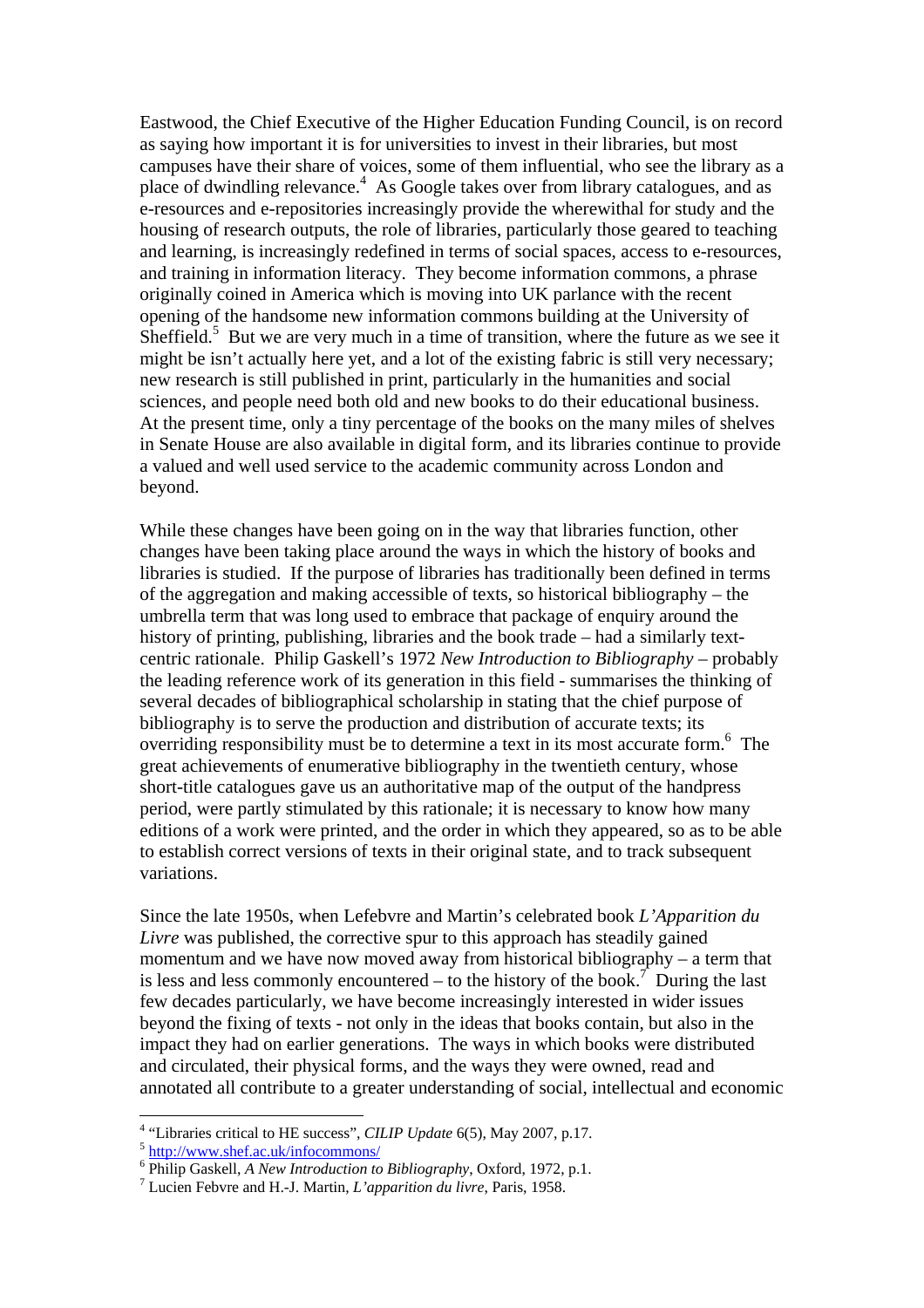Eastwood, the Chief Executive of the Higher Education Funding Council, is on record as saying how important it is for universities to invest in their libraries, but most campuses have their share of voices, some of them influential, who see the library as a place of dwindling relevance.[4] As Google takes over from library catalogues, and as e-resources and e-repositories increasingly provide the wherewithal for study and the housing of research outputs, the role of libraries, particularly those geared to teaching and learning, is increasingly redefined in terms of social spaces, access to e-resources, and training in information literacy. They become information commons, a phrase originally coined in America which is moving into UK parlance with the recent opening of the handsome new information commons building at the University of Sheffield.[5] But we are very much in a time of transition, where the future as we see it might be isn't actually here yet, and a lot of the existing fabric is still very necessary; new research is still published in print, particularly in the humanities and social sciences, and people need both old and new books to do their educational business. At the present time, only a tiny percentage of the books on the many miles of shelves in Senate House are also available in digital form, and its libraries continue to provide a valued and well used service to the academic community across London and beyond.

While these changes have been going on in the way that libraries function, other changes have been taking place around the ways in which the history of books and libraries is studied. If the purpose of libraries has traditionally been defined in terms of the aggregation and making accessible of texts, so historical bibliography – the umbrella term that was long used to embrace that package of enquiry around the history of printing, publishing, libraries and the book trade – had a similarly text-centric rationale. Philip Gaskell's 1972 *New Introduction to Bibliography* – probably the leading reference work of its generation in this field - summarises the thinking of several decades of bibliographical scholarship in stating that the chief purpose of bibliography is to serve the production and distribution of accurate texts; its overriding responsibility must be to determine a text in its most accurate form.[6] The great achievements of enumerative bibliography in the twentieth century, whose short-title catalogues gave us an authoritative map of the output of the handpress period, were partly stimulated by this rationale; it is necessary to know how many editions of a work were printed, and the order in which they appeared, so as to be able to establish correct versions of texts in their original state, and to track subsequent variations.

Since the late 1950s, when Lefebvre and Martin's celebrated book *L'Apparition du Livre* was published, the corrective spur to this approach has steadily gained momentum and we have now moved away from historical bibliography – a term that is less and less commonly encountered – to the history of the book.[7] During the last few decades particularly, we have become increasingly interested in wider issues beyond the fixing of texts - not only in the ideas that books contain, but also in the impact they had on earlier generations. The ways in which books were distributed and circulated, their physical forms, and the ways they were owned, read and annotated all contribute to a greater understanding of social, intellectual and economic

---

[4] "Libraries critical to HE success", *CILIP Update* 6(5), May 2007, p.17.

[5] http://www.shef.ac.uk/infocommons/

[6] Philip Gaskell, *A New Introduction to Bibliography*, Oxford, 1972, p.1.

[7] Lucien Febvre and H.-J. Martin, *L'apparition du livre*, Paris, 1958.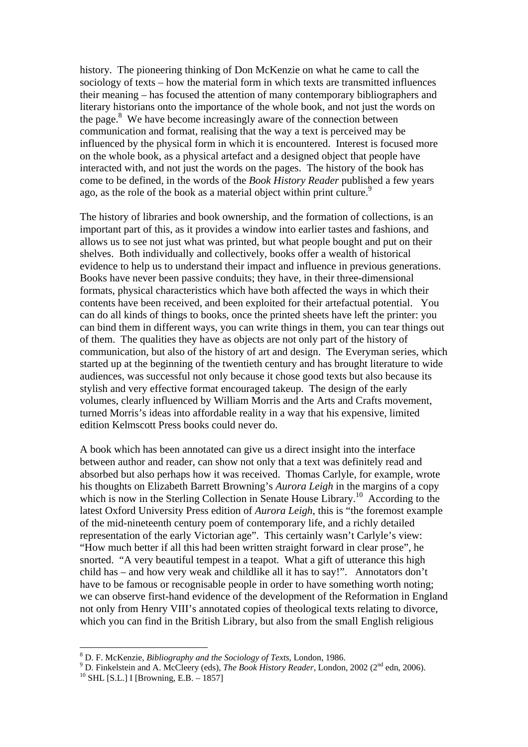history. The pioneering thinking of Don McKenzie on what he came to call the sociology of texts – how the material form in which texts are transmitted influences their meaning – has focused the attention of many contemporary bibliographers and literary historians onto the importance of the whole book, and not just the words on the page.[8] We have become increasingly aware of the connection between communication and format, realising that the way a text is perceived may be influenced by the physical form in which it is encountered. Interest is focused more on the whole book, as a physical artefact and a designed object that people have interacted with, and not just the words on the pages. The history of the book has come to be defined, in the words of the *Book History Reader* published a few years ago, as the role of the book as a material object within print culture.[9]

The history of libraries and book ownership, and the formation of collections, is an important part of this, as it provides a window into earlier tastes and fashions, and allows us to see not just what was printed, but what people bought and put on their shelves. Both individually and collectively, books offer a wealth of historical evidence to help us to understand their impact and influence in previous generations. Books have never been passive conduits; they have, in their three-dimensional formats, physical characteristics which have both affected the ways in which their contents have been received, and been exploited for their artefactual potential. You can do all kinds of things to books, once the printed sheets have left the printer: you can bind them in different ways, you can write things in them, you can tear things out of them. The qualities they have as objects are not only part of the history of communication, but also of the history of art and design. The Everyman series, which started up at the beginning of the twentieth century and has brought literature to wide audiences, was successful not only because it chose good texts but also because its stylish and very effective format encouraged takeup. The design of the early volumes, clearly influenced by William Morris and the Arts and Crafts movement, turned Morris's ideas into affordable reality in a way that his expensive, limited edition Kelmscott Press books could never do.

A book which has been annotated can give us a direct insight into the interface between author and reader, can show not only that a text was definitely read and absorbed but also perhaps how it was received. Thomas Carlyle, for example, wrote his thoughts on Elizabeth Barrett Browning's *Aurora Leigh* in the margins of a copy which is now in the Sterling Collection in Senate House Library.[10] According to the latest Oxford University Press edition of *Aurora Leigh*, this is "the foremost example of the mid-nineteenth century poem of contemporary life, and a richly detailed representation of the early Victorian age". This certainly wasn't Carlyle's view: "How much better if all this had been written straight forward in clear prose", he snorted. "A very beautiful tempest in a teapot. What a gift of utterance this high child has – and how very weak and childlike all it has to say!". Annotators don't have to be famous or recognisable people in order to have something worth noting; we can observe first-hand evidence of the development of the Reformation in England not only from Henry VIII's annotated copies of theological texts relating to divorce, which you can find in the British Library, but also from the small English religious

---

[8] D. F. McKenzie, *Bibliography and the Sociology of Texts*, London, 1986.

[9] D. Finkelstein and A. McCleery (eds), *The Book History Reader*, London, 2002 (2nd edn, 2006).

[10] SHL [S.L.] I [Browning, E.B. – 1857]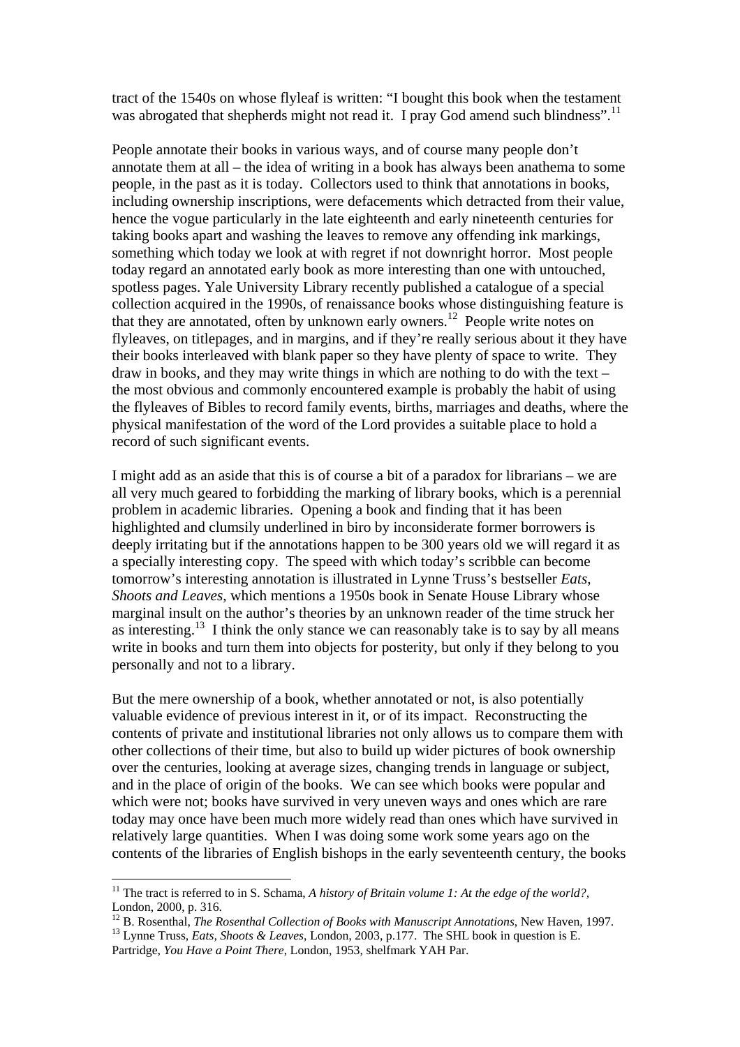tract of the 1540s on whose flyleaf is written: "I bought this book when the testament was abrogated that shepherds might not read it. I pray God amend such blindness".[11]

People annotate their books in various ways, and of course many people don't annotate them at all – the idea of writing in a book has always been anathema to some people, in the past as it is today. Collectors used to think that annotations in books, including ownership inscriptions, were defacements which detracted from their value, hence the vogue particularly in the late eighteenth and early nineteenth centuries for taking books apart and washing the leaves to remove any offending ink markings, something which today we look at with regret if not downright horror. Most people today regard an annotated early book as more interesting than one with untouched, spotless pages. Yale University Library recently published a catalogue of a special collection acquired in the 1990s, of renaissance books whose distinguishing feature is that they are annotated, often by unknown early owners.[12] People write notes on flyleaves, on titlepages, and in margins, and if they're really serious about it they have their books interleaved with blank paper so they have plenty of space to write. They draw in books, and they may write things in which are nothing to do with the text – the most obvious and commonly encountered example is probably the habit of using the flyleaves of Bibles to record family events, births, marriages and deaths, where the physical manifestation of the word of the Lord provides a suitable place to hold a record of such significant events.

I might add as an aside that this is of course a bit of a paradox for librarians – we are all very much geared to forbidding the marking of library books, which is a perennial problem in academic libraries. Opening a book and finding that it has been highlighted and clumsily underlined in biro by inconsiderate former borrowers is deeply irritating but if the annotations happen to be 300 years old we will regard it as a specially interesting copy. The speed with which today's scribble can become tomorrow's interesting annotation is illustrated in Lynne Truss's bestseller *Eats, Shoots and Leaves*, which mentions a 1950s book in Senate House Library whose marginal insult on the author's theories by an unknown reader of the time struck her as interesting.[13] I think the only stance we can reasonably take is to say by all means write in books and turn them into objects for posterity, but only if they belong to you personally and not to a library.

But the mere ownership of a book, whether annotated or not, is also potentially valuable evidence of previous interest in it, or of its impact. Reconstructing the contents of private and institutional libraries not only allows us to compare them with other collections of their time, but also to build up wider pictures of book ownership over the centuries, looking at average sizes, changing trends in language or subject, and in the place of origin of the books. We can see which books were popular and which were not; books have survived in very uneven ways and ones which are rare today may once have been much more widely read than ones which have survived in relatively large quantities. When I was doing some work some years ago on the contents of the libraries of English bishops in the early seventeenth century, the books

---

[11] The tract is referred to in S. Schama, *A history of Britain volume 1: At the edge of the world?*, London, 2000, p. 316.

[12] B. Rosenthal, *The Rosenthal Collection of Books with Manuscript Annotations*, New Haven, 1997.

[13] Lynne Truss, *Eats, Shoots & Leaves*, London, 2003, p.177. The SHL book in question is E. Partridge, *You Have a Point There*, London, 1953, shelfmark YAH Par.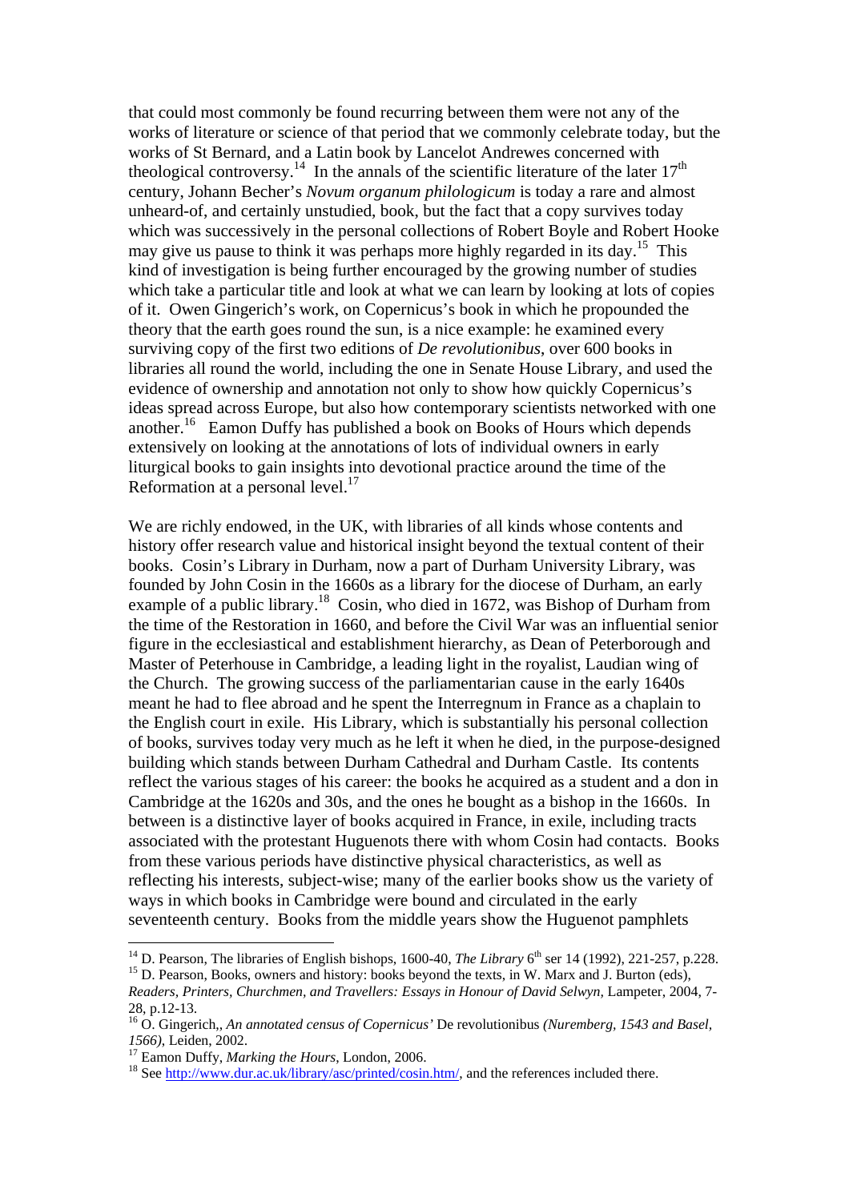that could most commonly be found recurring between them were not any of the works of literature or science of that period that we commonly celebrate today, but the works of St Bernard, and a Latin book by Lancelot Andrewes concerned with theological controversy.[14] In the annals of the scientific literature of the later 17th century, Johann Becher's *Novum organum philologicum* is today a rare and almost unheard-of, and certainly unstudied, book, but the fact that a copy survives today which was successively in the personal collections of Robert Boyle and Robert Hooke may give us pause to think it was perhaps more highly regarded in its day.[15] This kind of investigation is being further encouraged by the growing number of studies which take a particular title and look at what we can learn by looking at lots of copies of it. Owen Gingerich's work, on Copernicus's book in which he propounded the theory that the earth goes round the sun, is a nice example: he examined every surviving copy of the first two editions of *De revolutionibus*, over 600 books in libraries all round the world, including the one in Senate House Library, and used the evidence of ownership and annotation not only to show how quickly Copernicus's ideas spread across Europe, but also how contemporary scientists networked with one another.[16] Eamon Duffy has published a book on Books of Hours which depends extensively on looking at the annotations of lots of individual owners in early liturgical books to gain insights into devotional practice around the time of the Reformation at a personal level.[17]

We are richly endowed, in the UK, with libraries of all kinds whose contents and history offer research value and historical insight beyond the textual content of their books. Cosin's Library in Durham, now a part of Durham University Library, was founded by John Cosin in the 1660s as a library for the diocese of Durham, an early example of a public library.[18] Cosin, who died in 1672, was Bishop of Durham from the time of the Restoration in 1660, and before the Civil War was an influential senior figure in the ecclesiastical and establishment hierarchy, as Dean of Peterborough and Master of Peterhouse in Cambridge, a leading light in the royalist, Laudian wing of the Church. The growing success of the parliamentarian cause in the early 1640s meant he had to flee abroad and he spent the Interregnum in France as a chaplain to the English court in exile. His Library, which is substantially his personal collection of books, survives today very much as he left it when he died, in the purpose-designed building which stands between Durham Cathedral and Durham Castle. Its contents reflect the various stages of his career: the books he acquired as a student and a don in Cambridge at the 1620s and 30s, and the ones he bought as a bishop in the 1660s. In between is a distinctive layer of books acquired in France, in exile, including tracts associated with the protestant Huguenots there with whom Cosin had contacts. Books from these various periods have distinctive physical characteristics, as well as reflecting his interests, subject-wise; many of the earlier books show us the variety of ways in which books in Cambridge were bound and circulated in the early seventeenth century. Books from the middle years show the Huguenot pamphlets

---

14 D. Pearson, The libraries of English bishops, 1600-40, *The Library* 6th ser 14 (1992), 221-257, p.228.

15 D. Pearson, Books, owners and history: books beyond the texts, in W. Marx and J. Burton (eds), *Readers, Printers, Churchmen, and Travellers: Essays in Honour of David Selwyn*, Lampeter, 2004, 7-28, p.12-13.

16 O. Gingerich,, *An annotated census of Copernicus'* De revolutionibus *(Nuremberg, 1543 and Basel, 1566)*, Leiden, 2002.

17 Eamon Duffy, *Marking the Hours*, London, 2006.

18 See http://www.dur.ac.uk/library/asc/printed/cosin.htm/, and the references included there.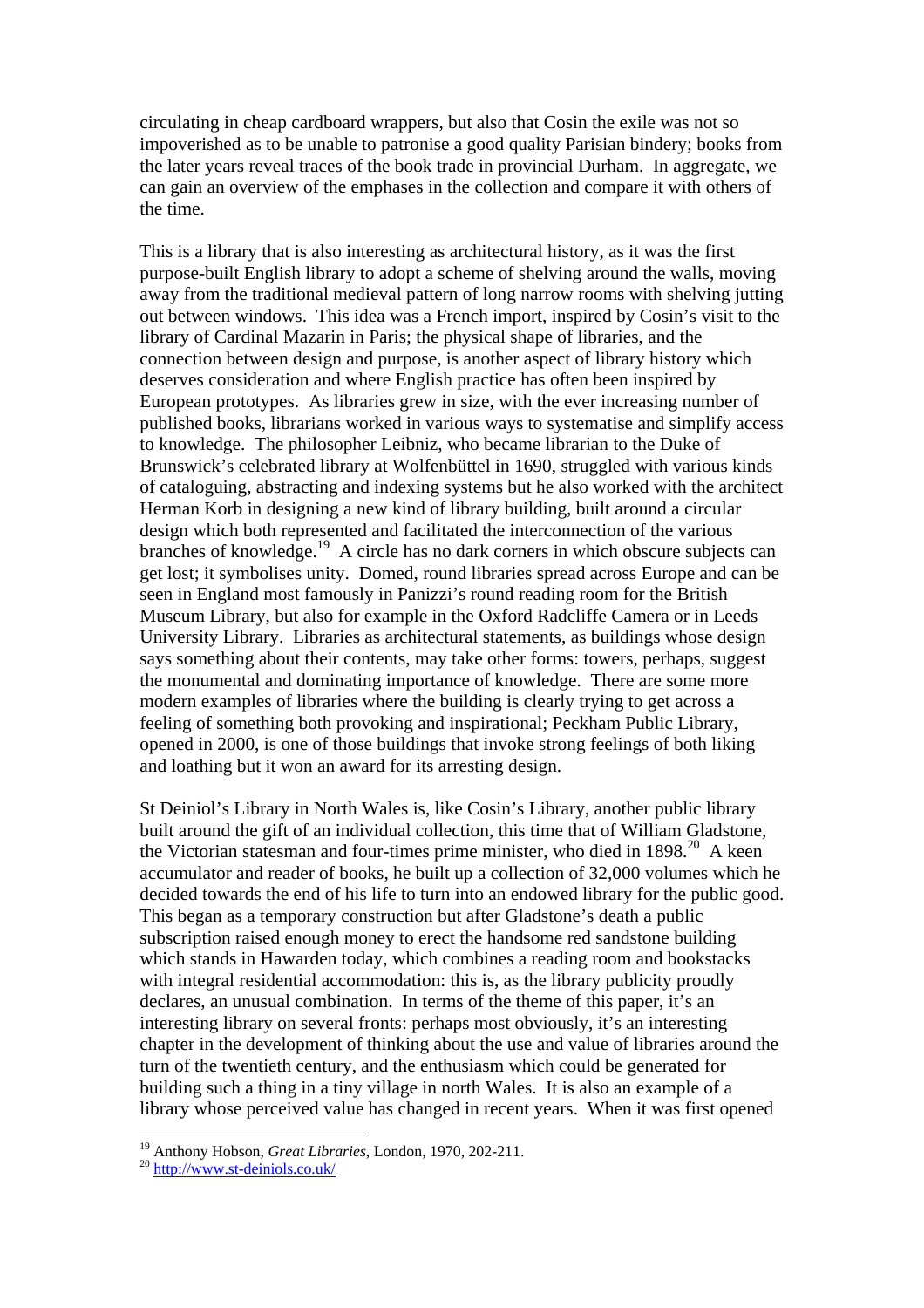circulating in cheap cardboard wrappers, but also that Cosin the exile was not so impoverished as to be unable to patronise a good quality Parisian bindery; books from the later years reveal traces of the book trade in provincial Durham. In aggregate, we can gain an overview of the emphases in the collection and compare it with others of the time.

This is a library that is also interesting as architectural history, as it was the first purpose-built English library to adopt a scheme of shelving around the walls, moving away from the traditional medieval pattern of long narrow rooms with shelving jutting out between windows. This idea was a French import, inspired by Cosin's visit to the library of Cardinal Mazarin in Paris; the physical shape of libraries, and the connection between design and purpose, is another aspect of library history which deserves consideration and where English practice has often been inspired by European prototypes. As libraries grew in size, with the ever increasing number of published books, librarians worked in various ways to systematise and simplify access to knowledge. The philosopher Leibniz, who became librarian to the Duke of Brunswick's celebrated library at Wolfenbüttel in 1690, struggled with various kinds of cataloguing, abstracting and indexing systems but he also worked with the architect Herman Korb in designing a new kind of library building, built around a circular design which both represented and facilitated the interconnection of the various branches of knowledge.[19] A circle has no dark corners in which obscure subjects can get lost; it symbolises unity. Domed, round libraries spread across Europe and can be seen in England most famously in Panizzi's round reading room for the British Museum Library, but also for example in the Oxford Radcliffe Camera or in Leeds University Library. Libraries as architectural statements, as buildings whose design says something about their contents, may take other forms: towers, perhaps, suggest the monumental and dominating importance of knowledge. There are some more modern examples of libraries where the building is clearly trying to get across a feeling of something both provoking and inspirational; Peckham Public Library, opened in 2000, is one of those buildings that invoke strong feelings of both liking and loathing but it won an award for its arresting design.

St Deiniol's Library in North Wales is, like Cosin's Library, another public library built around the gift of an individual collection, this time that of William Gladstone, the Victorian statesman and four-times prime minister, who died in 1898.[20] A keen accumulator and reader of books, he built up a collection of 32,000 volumes which he decided towards the end of his life to turn into an endowed library for the public good. This began as a temporary construction but after Gladstone's death a public subscription raised enough money to erect the handsome red sandstone building which stands in Hawarden today, which combines a reading room and bookstacks with integral residential accommodation: this is, as the library publicity proudly declares, an unusual combination. In terms of the theme of this paper, it's an interesting library on several fronts: perhaps most obviously, it's an interesting chapter in the development of thinking about the use and value of libraries around the turn of the twentieth century, and the enthusiasm which could be generated for building such a thing in a tiny village in north Wales. It is also an example of a library whose perceived value has changed in recent years. When it was first opened

---

[19] Anthony Hobson, *Great Libraries*, London, 1970, 202-211.

[20] http://www.st-deiniols.co.uk/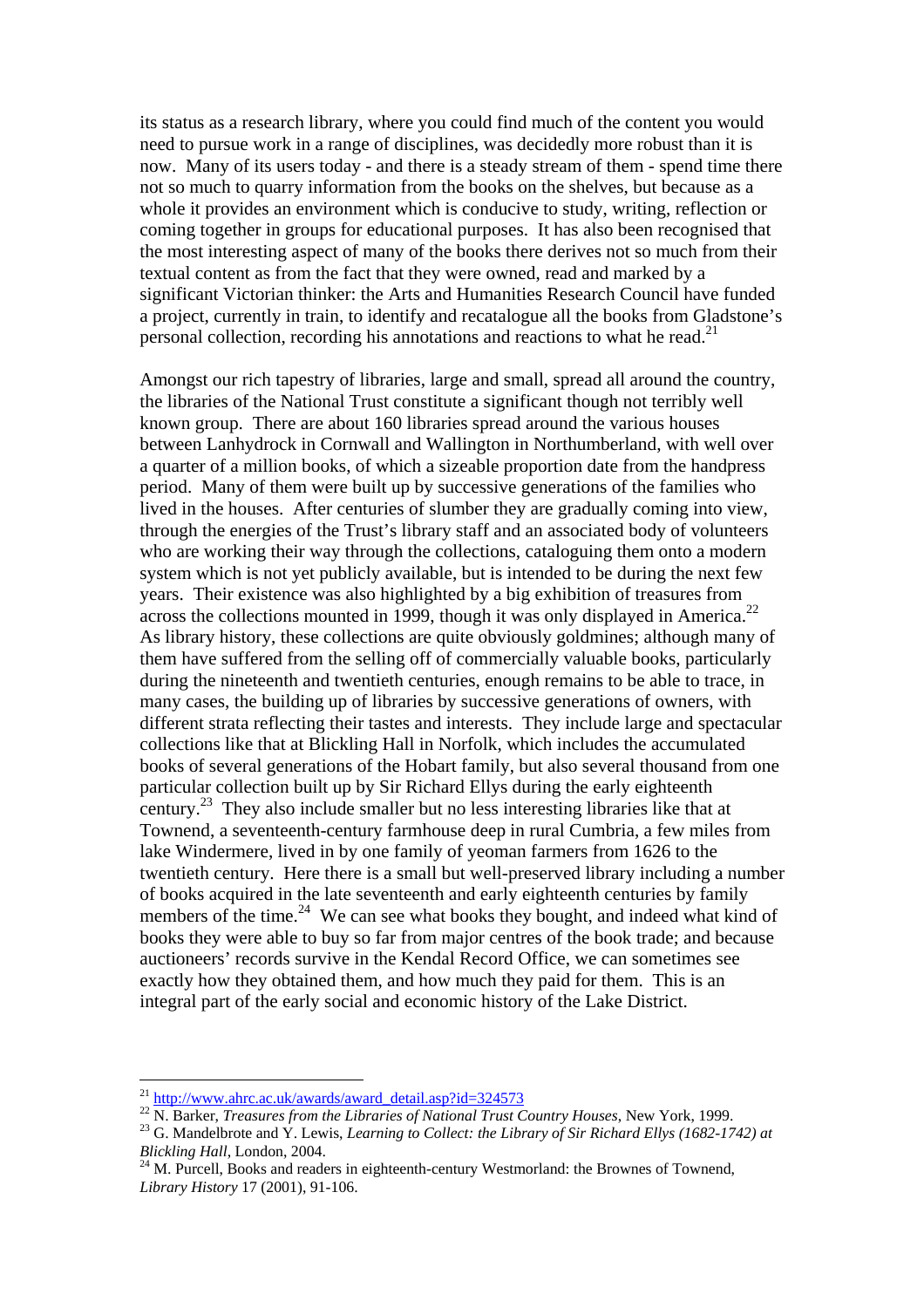its status as a research library, where you could find much of the content you would need to pursue work in a range of disciplines, was decidedly more robust than it is now. Many of its users today - and there is a steady stream of them - spend time there not so much to quarry information from the books on the shelves, but because as a whole it provides an environment which is conducive to study, writing, reflection or coming together in groups for educational purposes. It has also been recognised that the most interesting aspect of many of the books there derives not so much from their textual content as from the fact that they were owned, read and marked by a significant Victorian thinker: the Arts and Humanities Research Council have funded a project, currently in train, to identify and recatalogue all the books from Gladstone's personal collection, recording his annotations and reactions to what he read.[21]

Amongst our rich tapestry of libraries, large and small, spread all around the country, the libraries of the National Trust constitute a significant though not terribly well known group. There are about 160 libraries spread around the various houses between Lanhydrock in Cornwall and Wallington in Northumberland, with well over a quarter of a million books, of which a sizeable proportion date from the handpress period. Many of them were built up by successive generations of the families who lived in the houses. After centuries of slumber they are gradually coming into view, through the energies of the Trust's library staff and an associated body of volunteers who are working their way through the collections, cataloguing them onto a modern system which is not yet publicly available, but is intended to be during the next few years. Their existence was also highlighted by a big exhibition of treasures from across the collections mounted in 1999, though it was only displayed in America.[22] As library history, these collections are quite obviously goldmines; although many of them have suffered from the selling off of commercially valuable books, particularly during the nineteenth and twentieth centuries, enough remains to be able to trace, in many cases, the building up of libraries by successive generations of owners, with different strata reflecting their tastes and interests. They include large and spectacular collections like that at Blickling Hall in Norfolk, which includes the accumulated books of several generations of the Hobart family, but also several thousand from one particular collection built up by Sir Richard Ellys during the early eighteenth century.[23] They also include smaller but no less interesting libraries like that at Townend, a seventeenth-century farmhouse deep in rural Cumbria, a few miles from lake Windermere, lived in by one family of yeoman farmers from 1626 to the twentieth century. Here there is a small but well-preserved library including a number of books acquired in the late seventeenth and early eighteenth centuries by family members of the time.[24] We can see what books they bought, and indeed what kind of books they were able to buy so far from major centres of the book trade; and because auctioneers' records survive in the Kendal Record Office, we can sometimes see exactly how they obtained them, and how much they paid for them. This is an integral part of the early social and economic history of the Lake District.

---

[21] http://www.ahrc.ac.uk/awards/award_detail.asp?id=324573

[22] N. Barker, *Treasures from the Libraries of National Trust Country Houses*, New York, 1999.

[23] G. Mandelbrote and Y. Lewis, *Learning to Collect: the Library of Sir Richard Ellys (1682-1742) at Blickling Hall*, London, 2004.

[24] M. Purcell, Books and readers in eighteenth-century Westmorland: the Brownes of Townend, *Library History* 17 (2001), 91-106.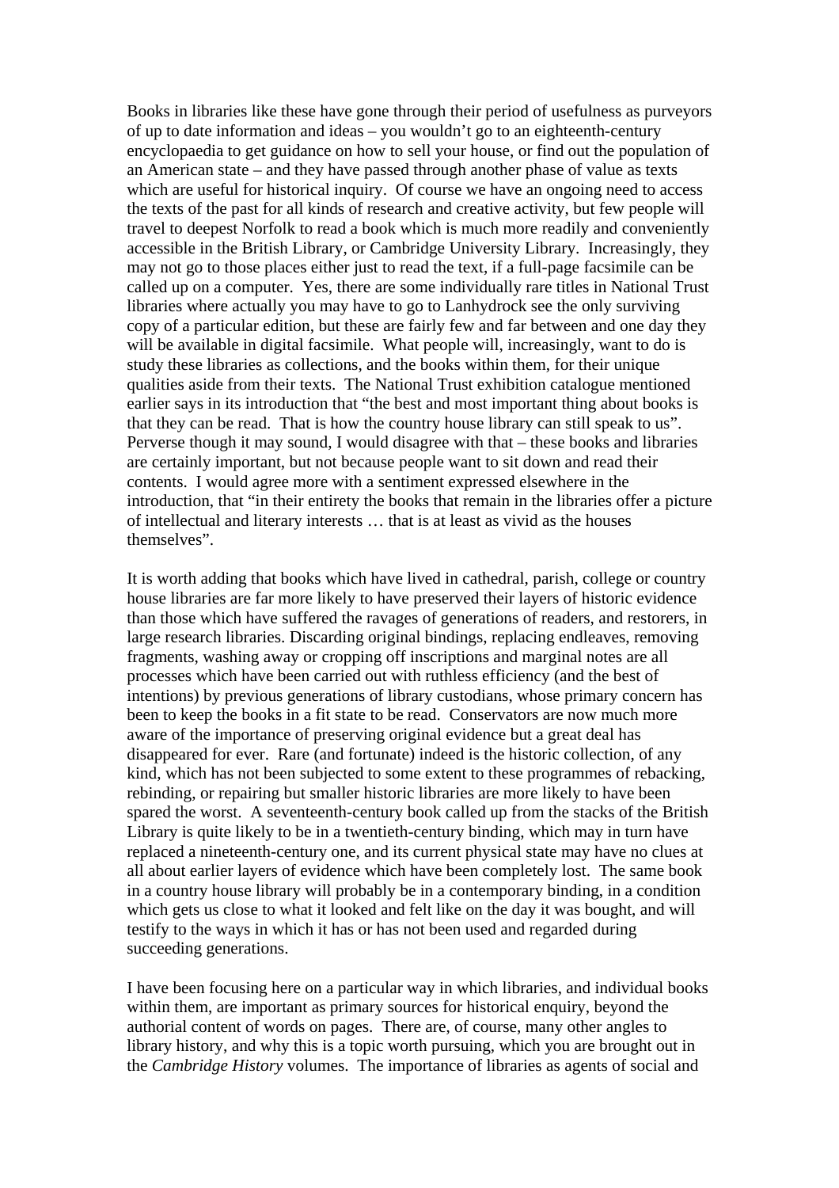Books in libraries like these have gone through their period of usefulness as purveyors of up to date information and ideas – you wouldn't go to an eighteenth-century encyclopaedia to get guidance on how to sell your house, or find out the population of an American state – and they have passed through another phase of value as texts which are useful for historical inquiry. Of course we have an ongoing need to access the texts of the past for all kinds of research and creative activity, but few people will travel to deepest Norfolk to read a book which is much more readily and conveniently accessible in the British Library, or Cambridge University Library. Increasingly, they may not go to those places either just to read the text, if a full-page facsimile can be called up on a computer. Yes, there are some individually rare titles in National Trust libraries where actually you may have to go to Lanhydrock see the only surviving copy of a particular edition, but these are fairly few and far between and one day they will be available in digital facsimile. What people will, increasingly, want to do is study these libraries as collections, and the books within them, for their unique qualities aside from their texts. The National Trust exhibition catalogue mentioned earlier says in its introduction that "the best and most important thing about books is that they can be read. That is how the country house library can still speak to us". Perverse though it may sound, I would disagree with that – these books and libraries are certainly important, but not because people want to sit down and read their contents. I would agree more with a sentiment expressed elsewhere in the introduction, that "in their entirety the books that remain in the libraries offer a picture of intellectual and literary interests … that is at least as vivid as the houses themselves".

It is worth adding that books which have lived in cathedral, parish, college or country house libraries are far more likely to have preserved their layers of historic evidence than those which have suffered the ravages of generations of readers, and restorers, in large research libraries. Discarding original bindings, replacing endleaves, removing fragments, washing away or cropping off inscriptions and marginal notes are all processes which have been carried out with ruthless efficiency (and the best of intentions) by previous generations of library custodians, whose primary concern has been to keep the books in a fit state to be read. Conservators are now much more aware of the importance of preserving original evidence but a great deal has disappeared for ever. Rare (and fortunate) indeed is the historic collection, of any kind, which has not been subjected to some extent to these programmes of rebacking, rebinding, or repairing but smaller historic libraries are more likely to have been spared the worst. A seventeenth-century book called up from the stacks of the British Library is quite likely to be in a twentieth-century binding, which may in turn have replaced a nineteenth-century one, and its current physical state may have no clues at all about earlier layers of evidence which have been completely lost. The same book in a country house library will probably be in a contemporary binding, in a condition which gets us close to what it looked and felt like on the day it was bought, and will testify to the ways in which it has or has not been used and regarded during succeeding generations.

I have been focusing here on a particular way in which libraries, and individual books within them, are important as primary sources for historical enquiry, beyond the authorial content of words on pages. There are, of course, many other angles to library history, and why this is a topic worth pursuing, which you are brought out in the *Cambridge History* volumes. The importance of libraries as agents of social and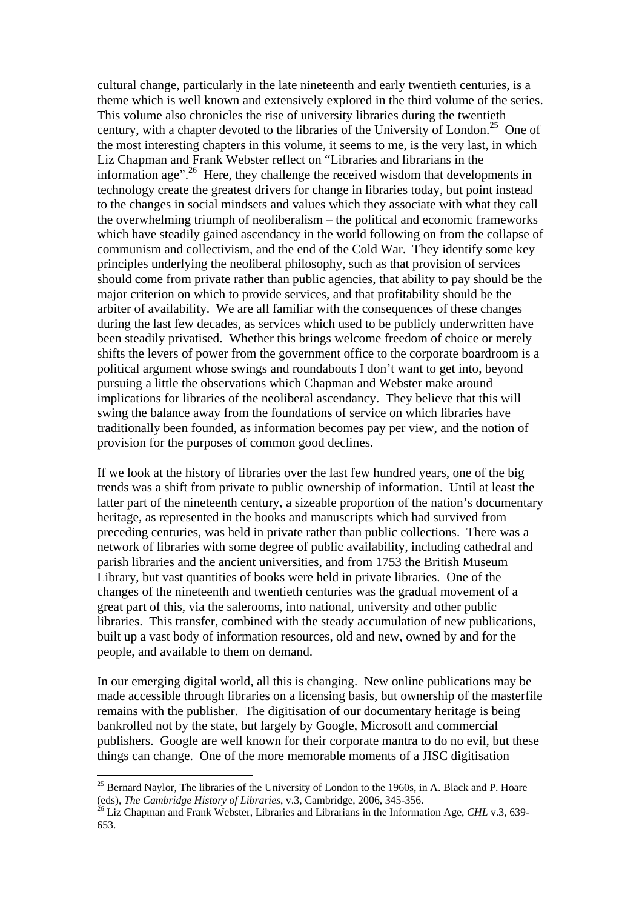cultural change, particularly in the late nineteenth and early twentieth centuries, is a theme which is well known and extensively explored in the third volume of the series. This volume also chronicles the rise of university libraries during the twentieth century, with a chapter devoted to the libraries of the University of London.[25] One of the most interesting chapters in this volume, it seems to me, is the very last, in which Liz Chapman and Frank Webster reflect on "Libraries and librarians in the information age".[26] Here, they challenge the received wisdom that developments in technology create the greatest drivers for change in libraries today, but point instead to the changes in social mindsets and values which they associate with what they call the overwhelming triumph of neoliberalism – the political and economic frameworks which have steadily gained ascendancy in the world following on from the collapse of communism and collectivism, and the end of the Cold War. They identify some key principles underlying the neoliberal philosophy, such as that provision of services should come from private rather than public agencies, that ability to pay should be the major criterion on which to provide services, and that profitability should be the arbiter of availability. We are all familiar with the consequences of these changes during the last few decades, as services which used to be publicly underwritten have been steadily privatised. Whether this brings welcome freedom of choice or merely shifts the levers of power from the government office to the corporate boardroom is a political argument whose swings and roundabouts I don't want to get into, beyond pursuing a little the observations which Chapman and Webster make around implications for libraries of the neoliberal ascendancy. They believe that this will swing the balance away from the foundations of service on which libraries have traditionally been founded, as information becomes pay per view, and the notion of provision for the purposes of common good declines.

If we look at the history of libraries over the last few hundred years, one of the big trends was a shift from private to public ownership of information. Until at least the latter part of the nineteenth century, a sizeable proportion of the nation's documentary heritage, as represented in the books and manuscripts which had survived from preceding centuries, was held in private rather than public collections. There was a network of libraries with some degree of public availability, including cathedral and parish libraries and the ancient universities, and from 1753 the British Museum Library, but vast quantities of books were held in private libraries. One of the changes of the nineteenth and twentieth centuries was the gradual movement of a great part of this, via the salerooms, into national, university and other public libraries. This transfer, combined with the steady accumulation of new publications, built up a vast body of information resources, old and new, owned by and for the people, and available to them on demand.

In our emerging digital world, all this is changing. New online publications may be made accessible through libraries on a licensing basis, but ownership of the masterfile remains with the publisher. The digitisation of our documentary heritage is being bankrolled not by the state, but largely by Google, Microsoft and commercial publishers. Google are well known for their corporate mantra to do no evil, but these things can change. One of the more memorable moments of a JISC digitisation

---

[25] Bernard Naylor, The libraries of the University of London to the 1960s, in A. Black and P. Hoare (eds), *The Cambridge History of Libraries*, v.3, Cambridge, 2006, 345-356.

[26] Liz Chapman and Frank Webster, Libraries and Librarians in the Information Age, *CHL* v.3, 639-653.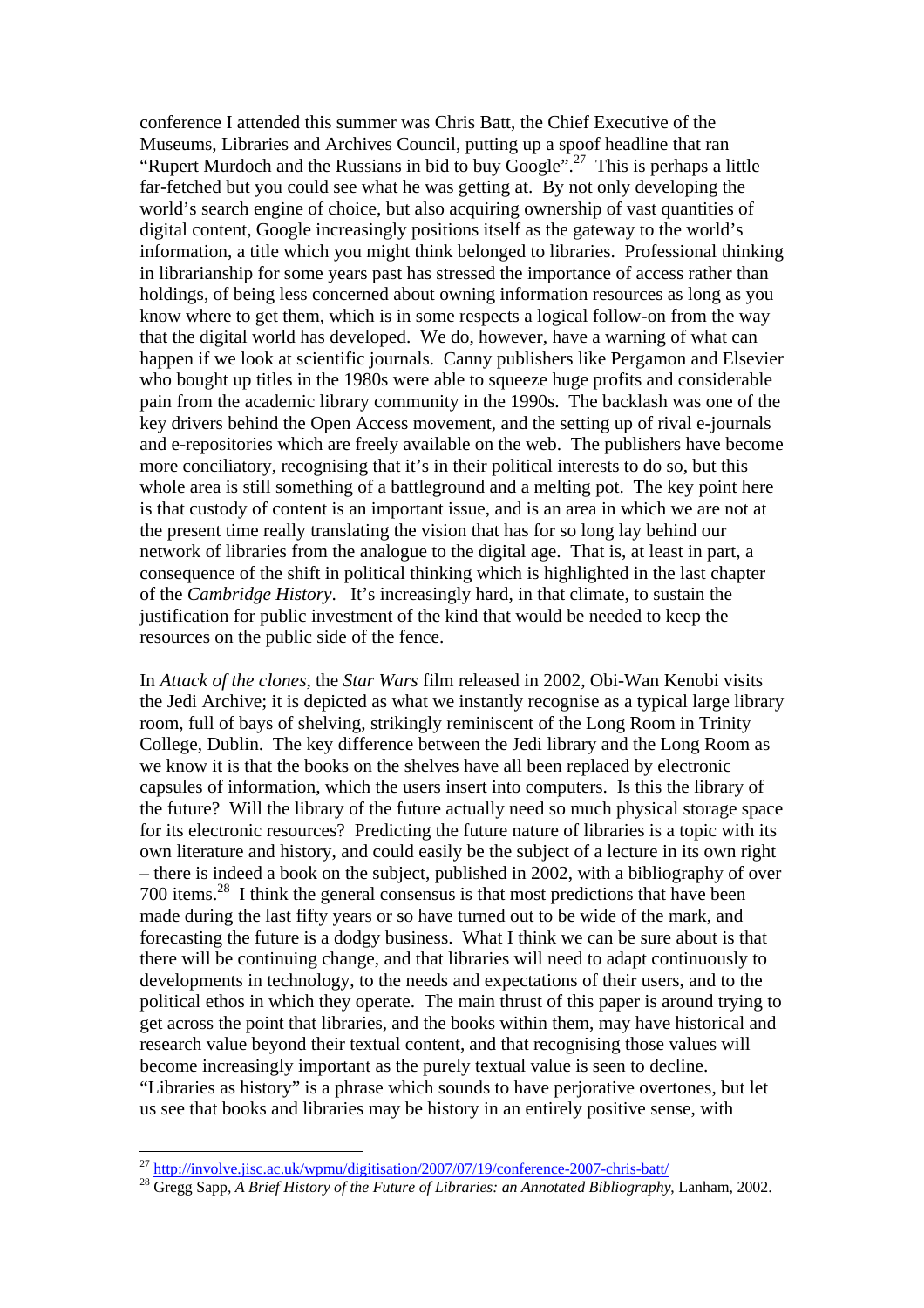conference I attended this summer was Chris Batt, the Chief Executive of the Museums, Libraries and Archives Council, putting up a spoof headline that ran "Rupert Murdoch and the Russians in bid to buy Google".[27] This is perhaps a little far-fetched but you could see what he was getting at. By not only developing the world's search engine of choice, but also acquiring ownership of vast quantities of digital content, Google increasingly positions itself as the gateway to the world's information, a title which you might think belonged to libraries. Professional thinking in librarianship for some years past has stressed the importance of access rather than holdings, of being less concerned about owning information resources as long as you know where to get them, which is in some respects a logical follow-on from the way that the digital world has developed. We do, however, have a warning of what can happen if we look at scientific journals. Canny publishers like Pergamon and Elsevier who bought up titles in the 1980s were able to squeeze huge profits and considerable pain from the academic library community in the 1990s. The backlash was one of the key drivers behind the Open Access movement, and the setting up of rival e-journals and e-repositories which are freely available on the web. The publishers have become more conciliatory, recognising that it's in their political interests to do so, but this whole area is still something of a battleground and a melting pot. The key point here is that custody of content is an important issue, and is an area in which we are not at the present time really translating the vision that has for so long lay behind our network of libraries from the analogue to the digital age. That is, at least in part, a consequence of the shift in political thinking which is highlighted in the last chapter of the *Cambridge History*. It's increasingly hard, in that climate, to sustain the justification for public investment of the kind that would be needed to keep the resources on the public side of the fence.

In *Attack of the clones*, the *Star Wars* film released in 2002, Obi-Wan Kenobi visits the Jedi Archive; it is depicted as what we instantly recognise as a typical large library room, full of bays of shelving, strikingly reminiscent of the Long Room in Trinity College, Dublin. The key difference between the Jedi library and the Long Room as we know it is that the books on the shelves have all been replaced by electronic capsules of information, which the users insert into computers. Is this the library of the future? Will the library of the future actually need so much physical storage space for its electronic resources? Predicting the future nature of libraries is a topic with its own literature and history, and could easily be the subject of a lecture in its own right – there is indeed a book on the subject, published in 2002, with a bibliography of over 700 items.[28] I think the general consensus is that most predictions that have been made during the last fifty years or so have turned out to be wide of the mark, and forecasting the future is a dodgy business. What I think we can be sure about is that there will be continuing change, and that libraries will need to adapt continuously to developments in technology, to the needs and expectations of their users, and to the political ethos in which they operate. The main thrust of this paper is around trying to get across the point that libraries, and the books within them, may have historical and research value beyond their textual content, and that recognising those values will become increasingly important as the purely textual value is seen to decline. "Libraries as history" is a phrase which sounds to have perjorative overtones, but let us see that books and libraries may be history in an entirely positive sense, with

---

[27] http://involve.jisc.ac.uk/wpmu/digitisation/2007/07/19/conference-2007-chris-batt/

[28] Gregg Sapp, *A Brief History of the Future of Libraries: an Annotated Bibliography*, Lanham, 2002.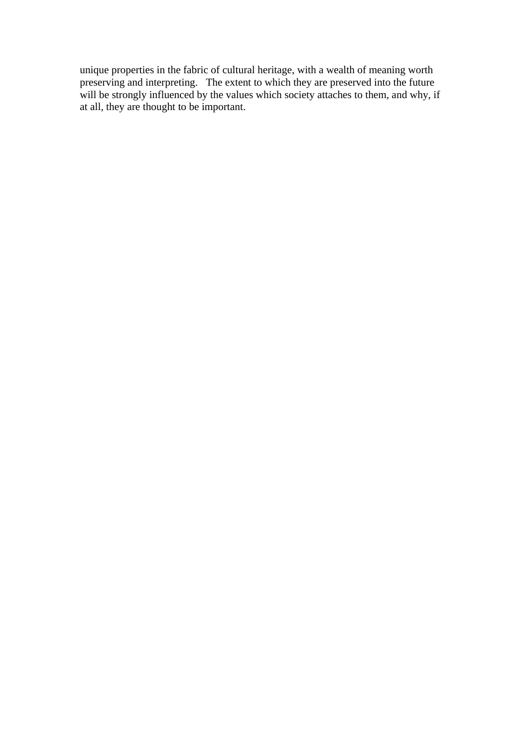unique properties in the fabric of cultural heritage, with a wealth of meaning worth preserving and interpreting. The extent to which they are preserved into the future will be strongly influenced by the values which society attaches to them, and why, if at all, they are thought to be important.